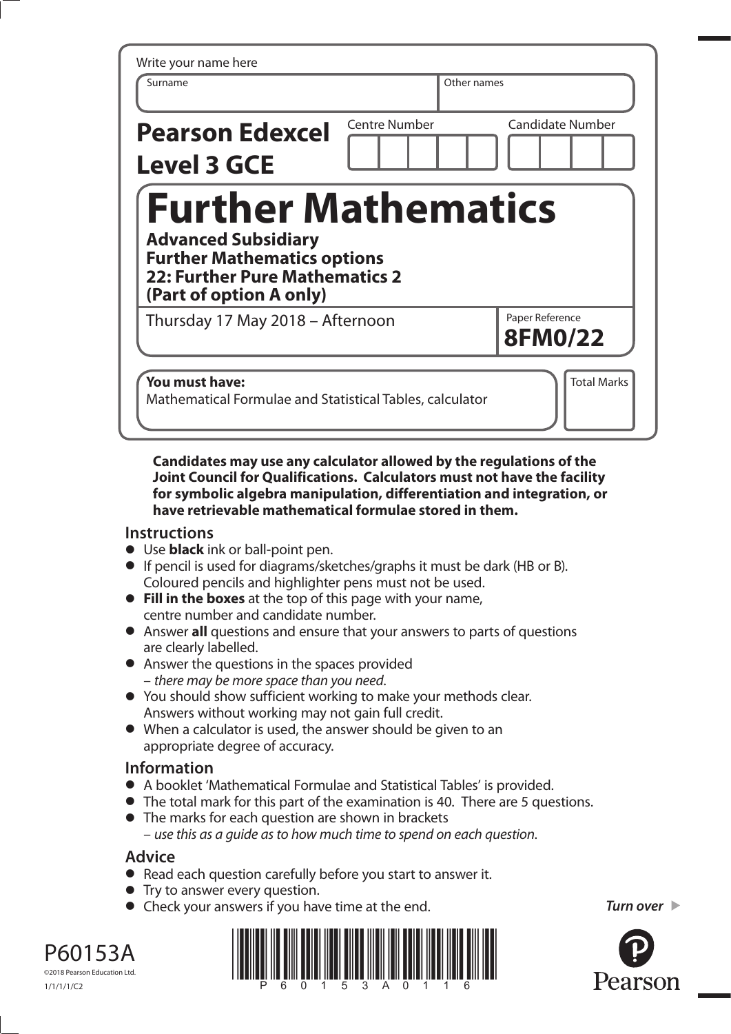Write your name here

| Surname | Other names |
| --- | --- |
| | |

**Pearson Edexcel Level 3 GCE**

| Centre Number | Candidate Number |
| --- | --- |
| | |

# Further Mathematics

**Advanced Subsidiary**
**Further Mathematics options**
**22: Further Pure Mathematics 2**
**(Part of option A only)**

Thursday 17 May 2018 – Afternoon

Paper Reference **8FM0/22**

**You must have:**
Mathematical Formulae and Statistical Tables, calculator

Total Marks

**Candidates may use any calculator allowed by the regulations of the Joint Council for Qualifications. Calculators must not have the facility for symbolic algebra manipulation, differentiation and integration, or have retrievable mathematical formulae stored in them.**

## Instructions

- Use **black** ink or ball-point pen.
- If pencil is used for diagrams/sketches/graphs it must be dark (HB or B). Coloured pencils and highlighter pens must not be used.
- **Fill in the boxes** at the top of this page with your name, centre number and candidate number.
- Answer **all** questions and ensure that your answers to parts of questions are clearly labelled.
- Answer the questions in the spaces provided – *there may be more space than you need*.
- You should show sufficient working to make your methods clear. Answers without working may not gain full credit.
- When a calculator is used, the answer should be given to an appropriate degree of accuracy.

## Information

- A booklet 'Mathematical Formulae and Statistical Tables' is provided.
- The total mark for this part of the examination is 40. There are 5 questions.
- The marks for each question are shown in brackets – *use this as a guide as to how much time to spend on each question*.

## Advice

- Read each question carefully before you start to answer it.
- Try to answer every question.
- Check your answers if you have time at the end.

*Turn over*

P60153A
©2018 Pearson Education Ltd.
1/1/1/1/C2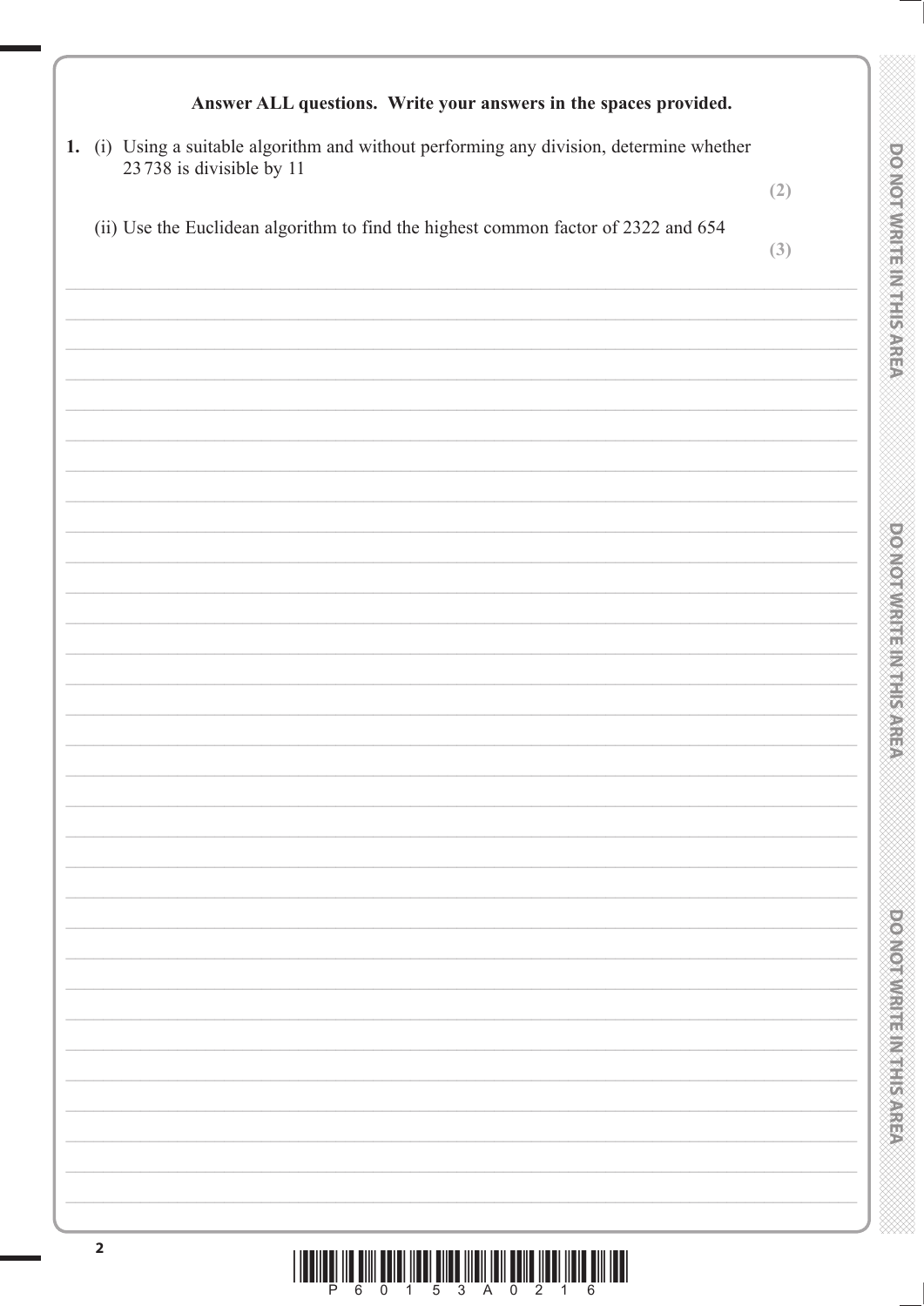**Answer ALL questions. Write your answers in the spaces provided.**

1. (i) Using a suitable algorithm and without performing any division, determine whether 23 738 is divisible by 11

**(2)**

(ii) Use the Euclidean algorithm to find the highest common factor of 2322 and 654

**(3)**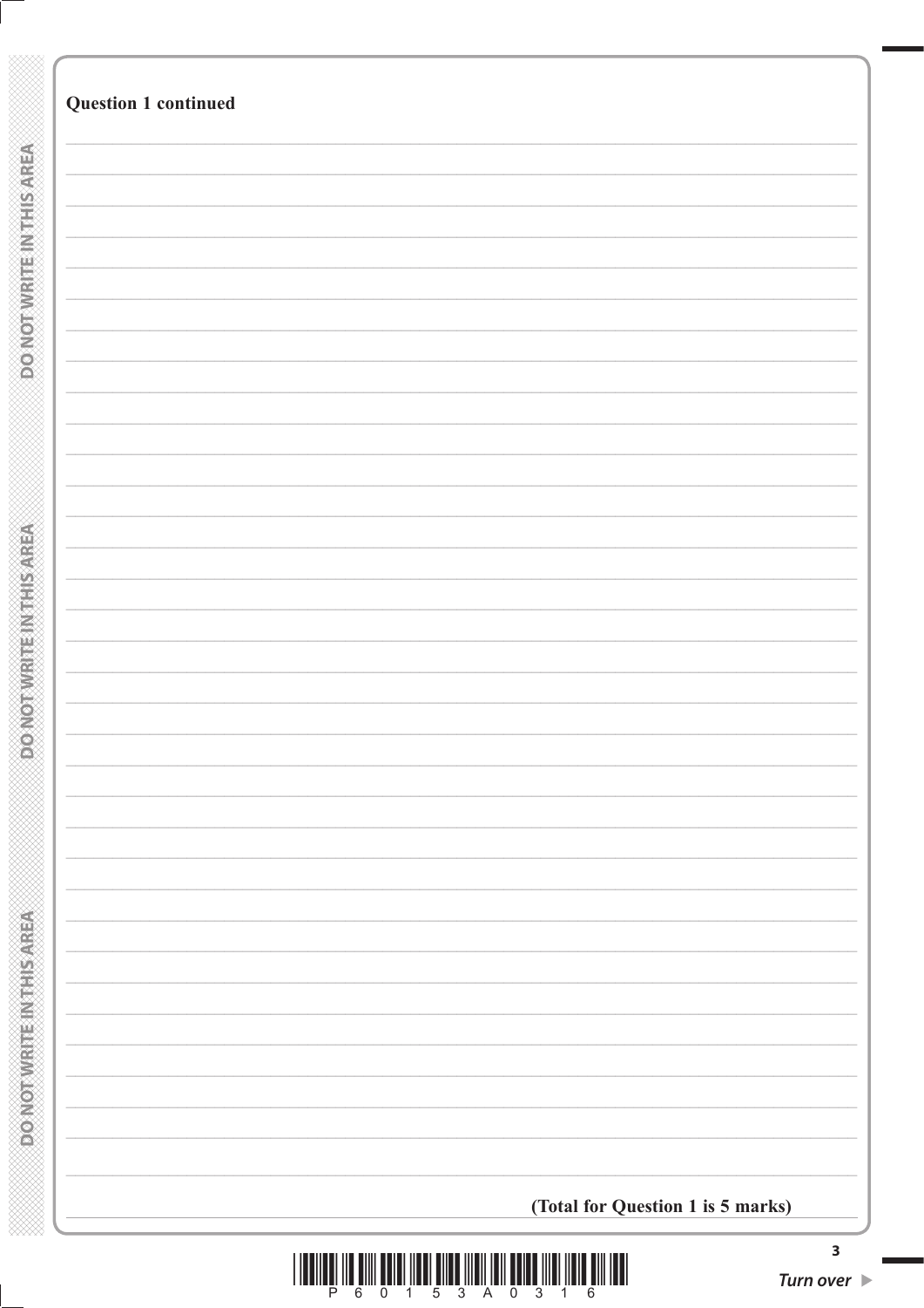**Question 1 continued**

**(Total for Question 1 is 5 marks)**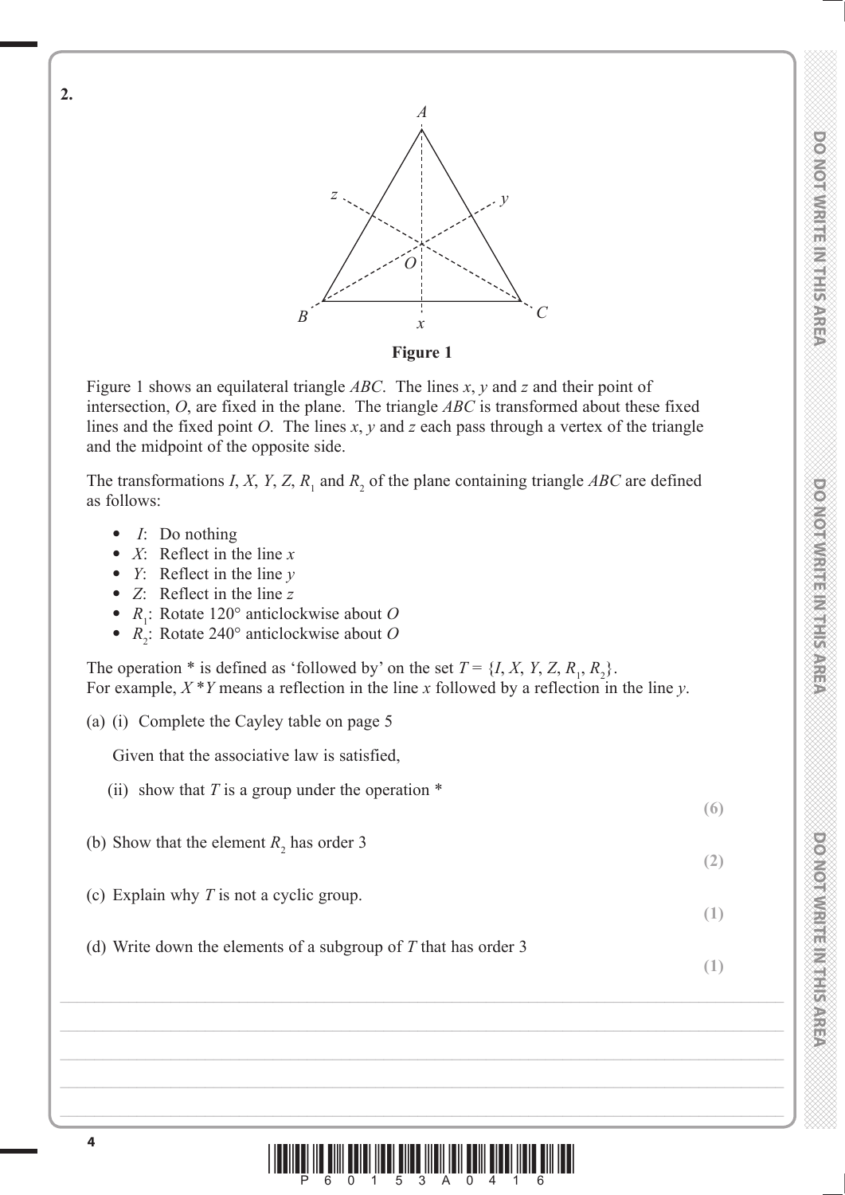**2.**

**Figure 1**

Figure 1 shows an equilateral triangle $ABC$. The lines $x$, $y$ and $z$ and their point of intersection, $O$, are fixed in the plane. The triangle $ABC$ is transformed about these fixed lines and the fixed point $O$. The lines $x$, $y$ and $z$ each pass through a vertex of the triangle and the midpoint of the opposite side.

The transformations $I$, $X$, $Y$, $Z$, $R_1$ and $R_2$ of the plane containing triangle $ABC$ are defined as follows:

- $I$: Do nothing
- $X$: Reflect in the line $x$
- $Y$: Reflect in the line $y$
- $Z$: Reflect in the line $z$
- $R_1$: Rotate 120° anticlockwise about $O$
- $R_2$: Rotate 240° anticlockwise about $O$

The operation * is defined as 'followed by' on the set $T = \{I, X, Y, Z, R_1, R_2\}$.
For example, $X * Y$ means a reflection in the line $x$ followed by a reflection in the line $y$.

(a) (i) Complete the Cayley table on page 5

Given that the associative law is satisfied,

(ii) show that $T$ is a group under the operation * **(6)**

(b) Show that the element $R_2$ has order 3 **(2)**

(c) Explain why $T$ is not a cyclic group. **(1)**

(d) Write down the elements of a subgroup of $T$ that has order 3 **(1)**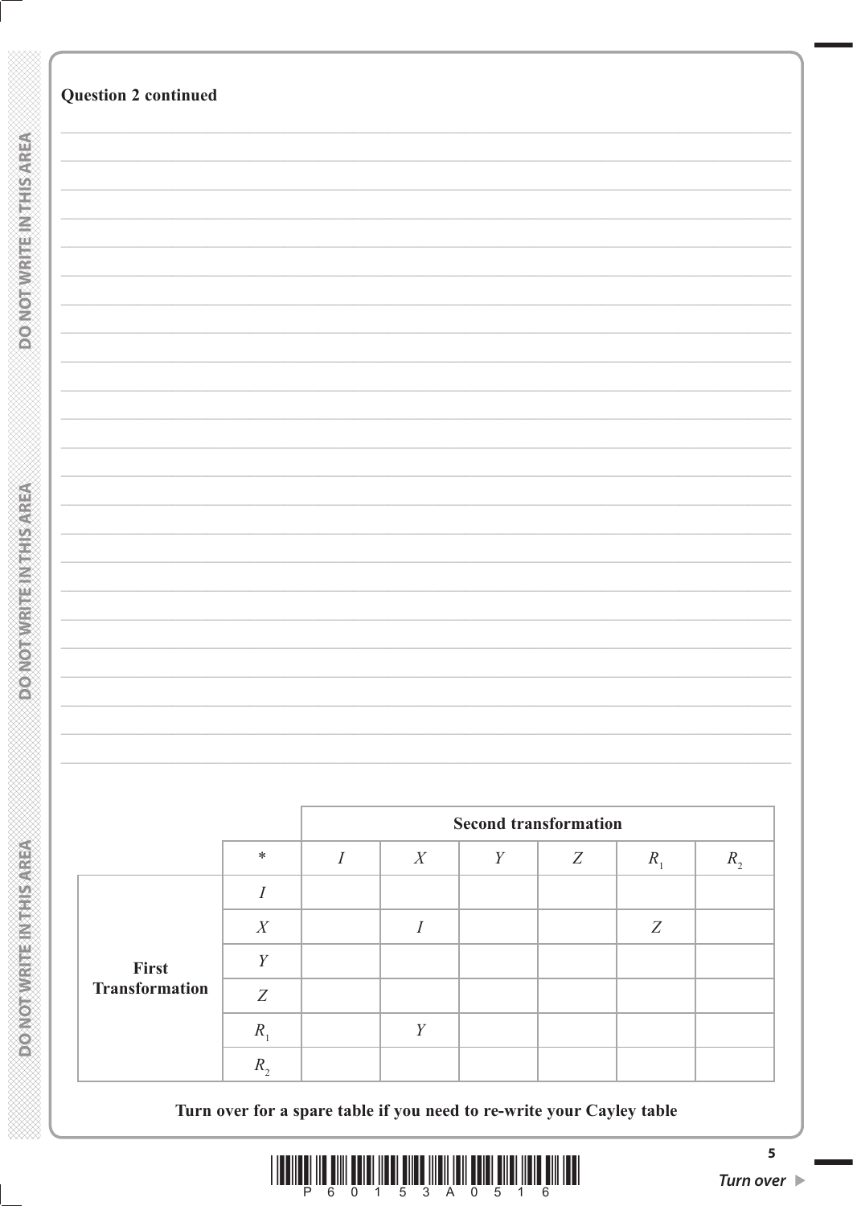**Question 2 continued**

| | | Second transformation | | | | | |
|---|---|---|---|---|---|---|---|
| | * | $I$ | $X$ | $Y$ | $Z$ | $R_1$ | $R_2$ |
| First Transformation | $I$ | | | | | | |
| | $X$ | | $I$ | | | $Z$ | |
| | $Y$ | | | | | | |
| | $Z$ | | | | | | |
| | $R_1$ | | $Y$ | | | | |
| | $R_2$ | | | | | | |

**Turn over for a spare table if you need to re-write your Cayley table**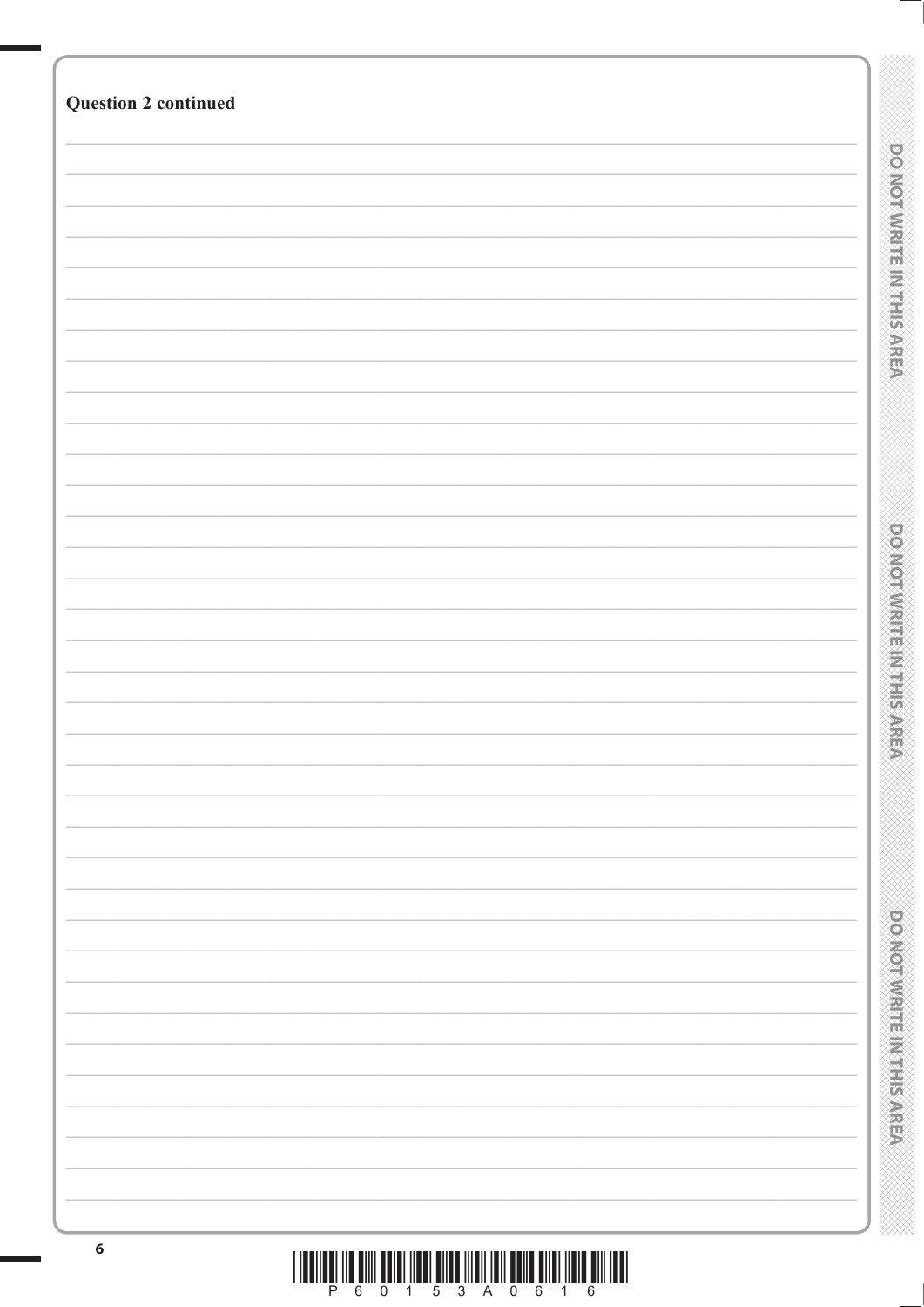**Question 2 continued**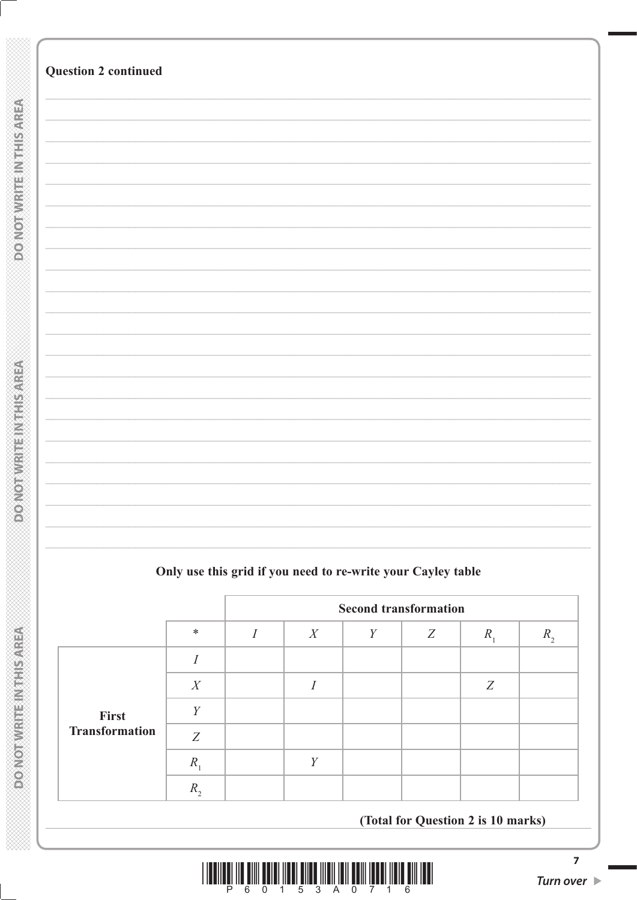**Question 2 continued**

**Only use this grid if you need to re-write your Cayley table**

| | | Second transformation | | | | | |
|---|---|---|---|---|---|---|---|
| | * | $I$ | $X$ | $Y$ | $Z$ | $R_1$ | $R_2$ |
| **First Transformation** | $I$ | | | | | | |
| | $X$ | | $I$ | | | $Z$ | |
| | $Y$ | | | | | | |
| | $Z$ | | | | | | |
| | $R_1$ | | $Y$ | | | | |
| | $R_2$ | | | | | | |

**(Total for Question 2 is 10 marks)**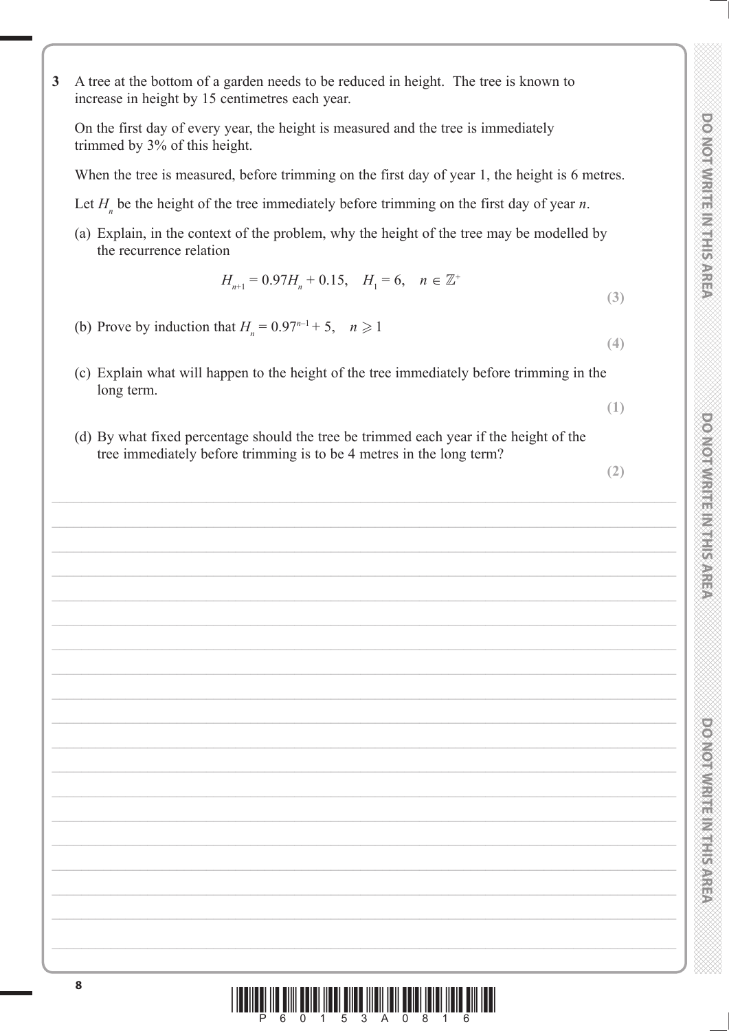**3** A tree at the bottom of a garden needs to be reduced in height. The tree is known to increase in height by 15 centimetres each year.

On the first day of every year, the height is measured and the tree is immediately trimmed by 3% of this height.

When the tree is measured, before trimming on the first day of year 1, the height is 6 metres.

Let $H_n$ be the height of the tree immediately before trimming on the first day of year $n$.

(a) Explain, in the context of the problem, why the height of the tree may be modelled by the recurrence relation

$$H_{n+1} = 0.97H_n + 0.15, \quad H_1 = 6, \quad n \in \mathbb{Z}^+$$

**(3)**

(b) Prove by induction that $H_n = 0.97^{n-1} + 5, \quad n \geqslant 1$

**(4)**

(c) Explain what will happen to the height of the tree immediately before trimming in the long term.

**(1)**

(d) By what fixed percentage should the tree be trimmed each year if the height of the tree immediately before trimming is to be 4 metres in the long term?

**(2)**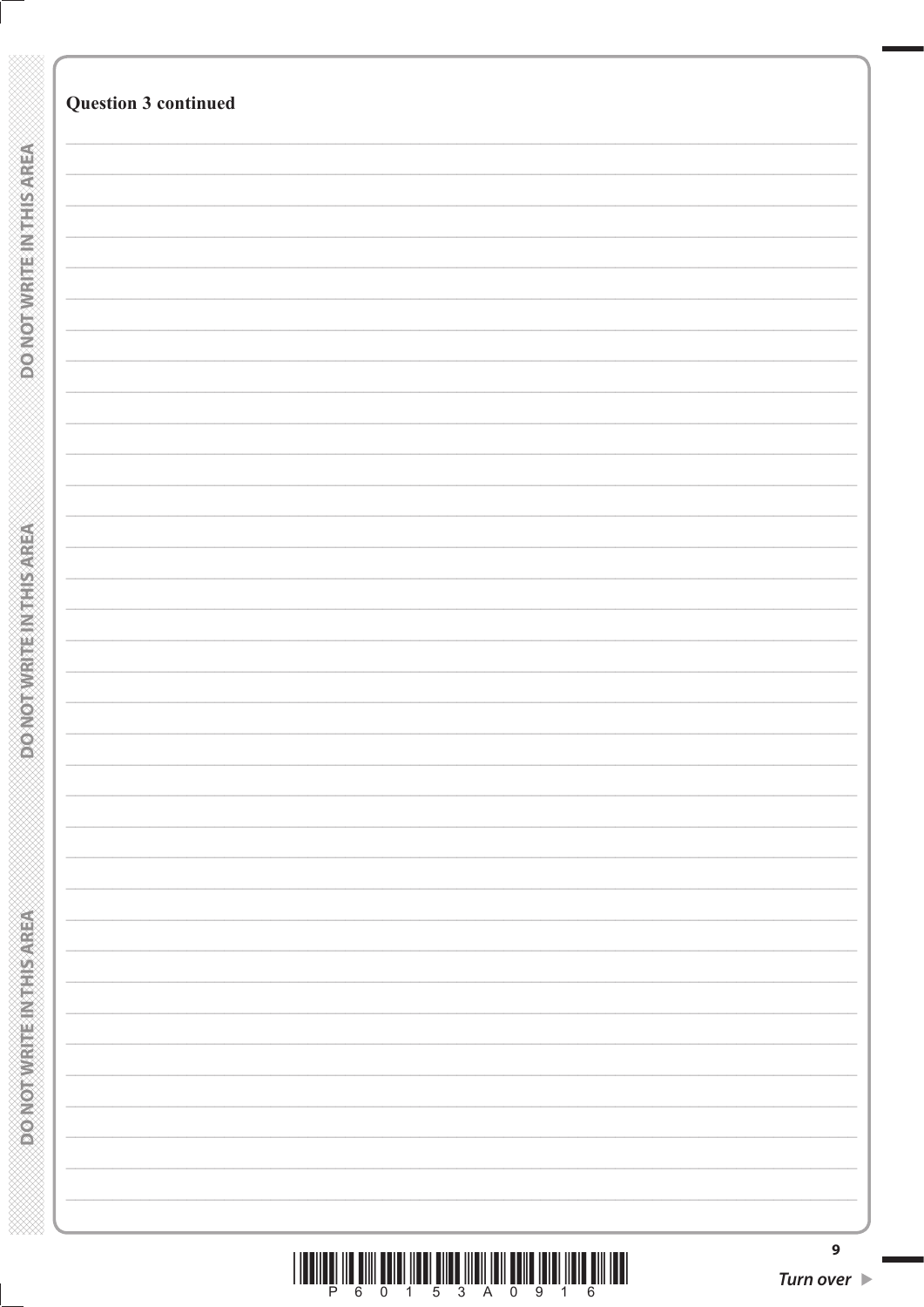**Question 3 continued**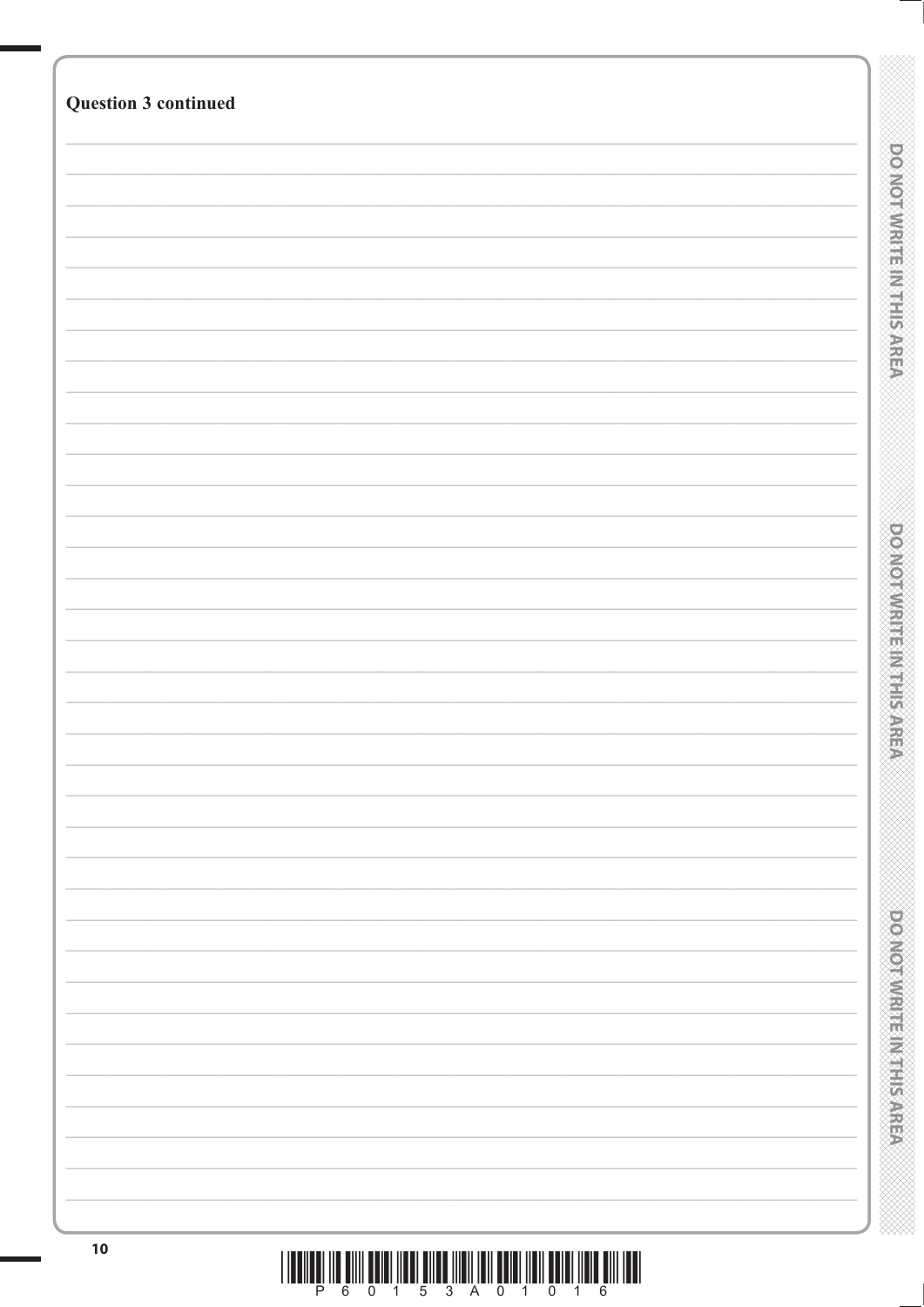**Question 3 continued**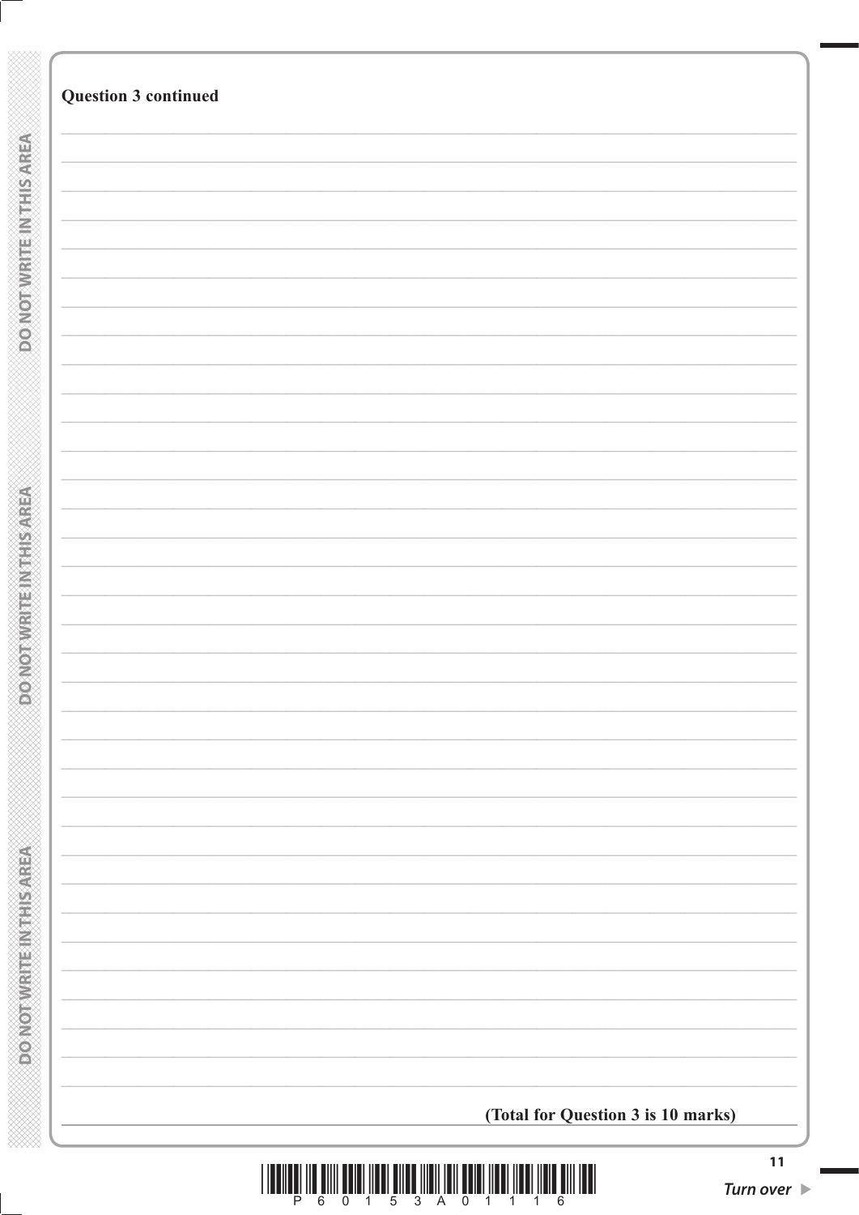**Question 3 continued**

**(Total for Question 3 is 10 marks)**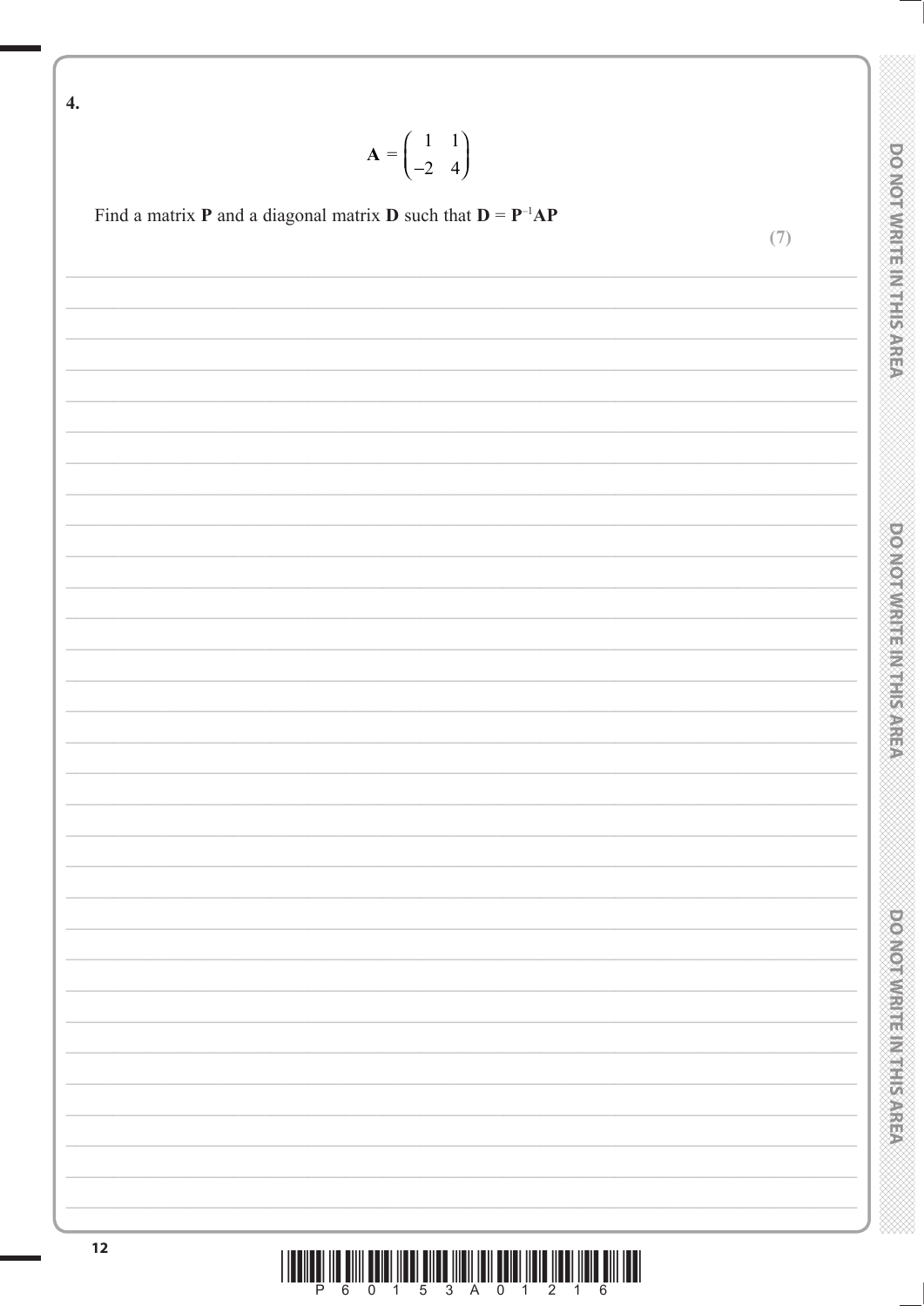**4.**

$$\mathbf{A} = \begin{pmatrix} 1 & 1 \\ -2 & 4 \end{pmatrix}$$

Find a matrix $\mathbf{P}$ and a diagonal matrix $\mathbf{D}$ such that $\mathbf{D} = \mathbf{P}^{-1}\mathbf{AP}$

**(7)**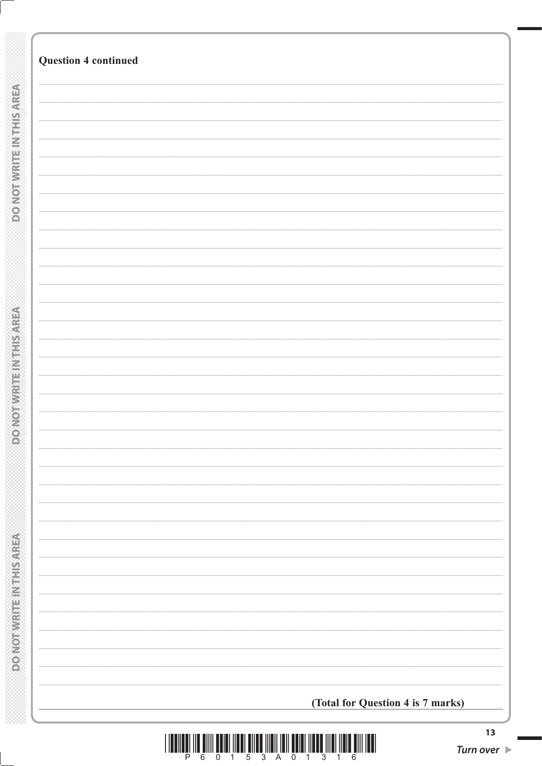**Question 4 continued**

**(Total for Question 4 is 7 marks)**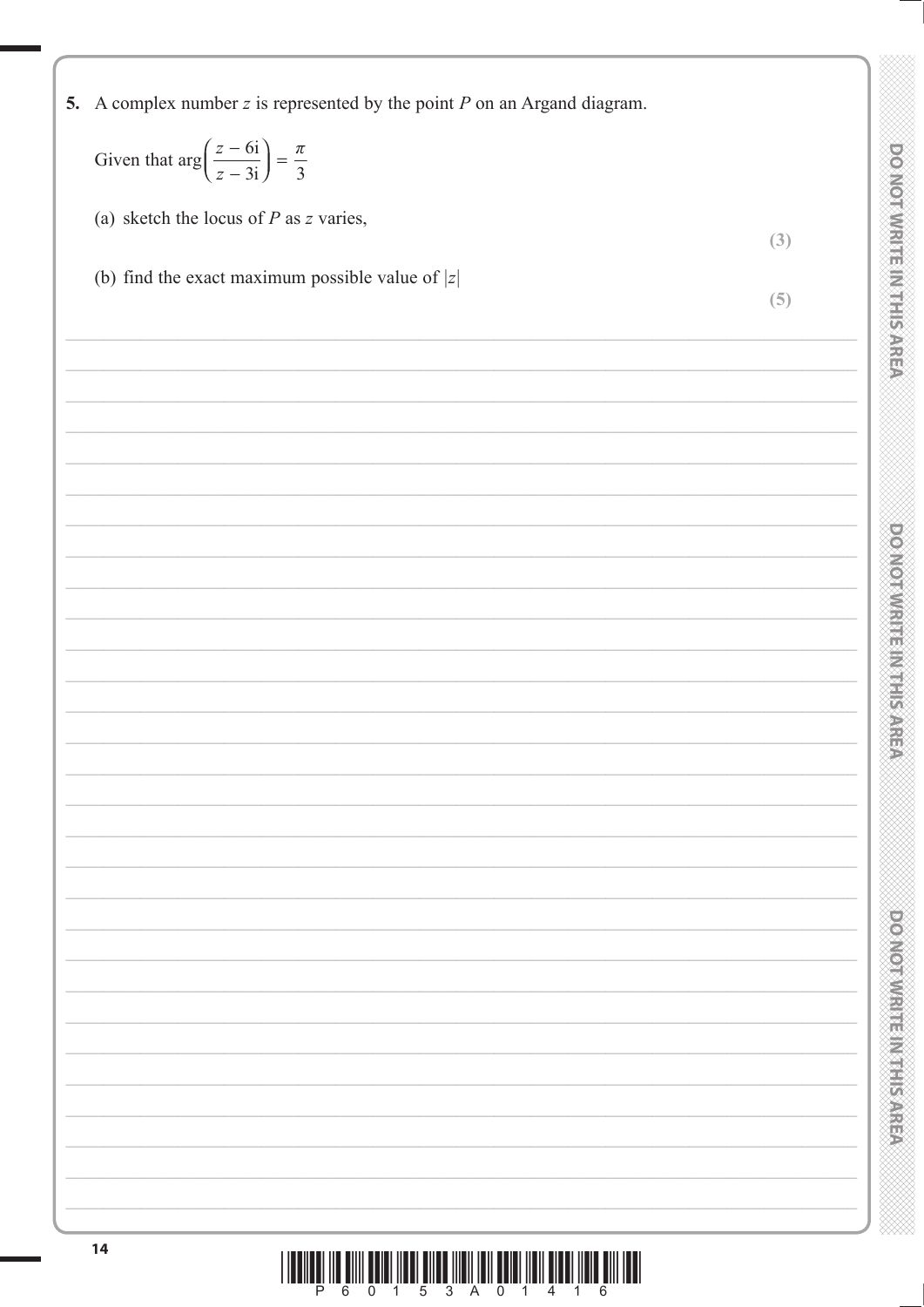**5.** A complex number $z$ is represented by the point $P$ on an Argand diagram.

Given that $\arg\left(\frac{z - 6\text{i}}{z - 3\text{i}}\right) = \frac{\pi}{3}$

(a) sketch the locus of $P$ as $z$ varies,

**(3)**

(b) find the exact maximum possible value of $|z|$

**(5)**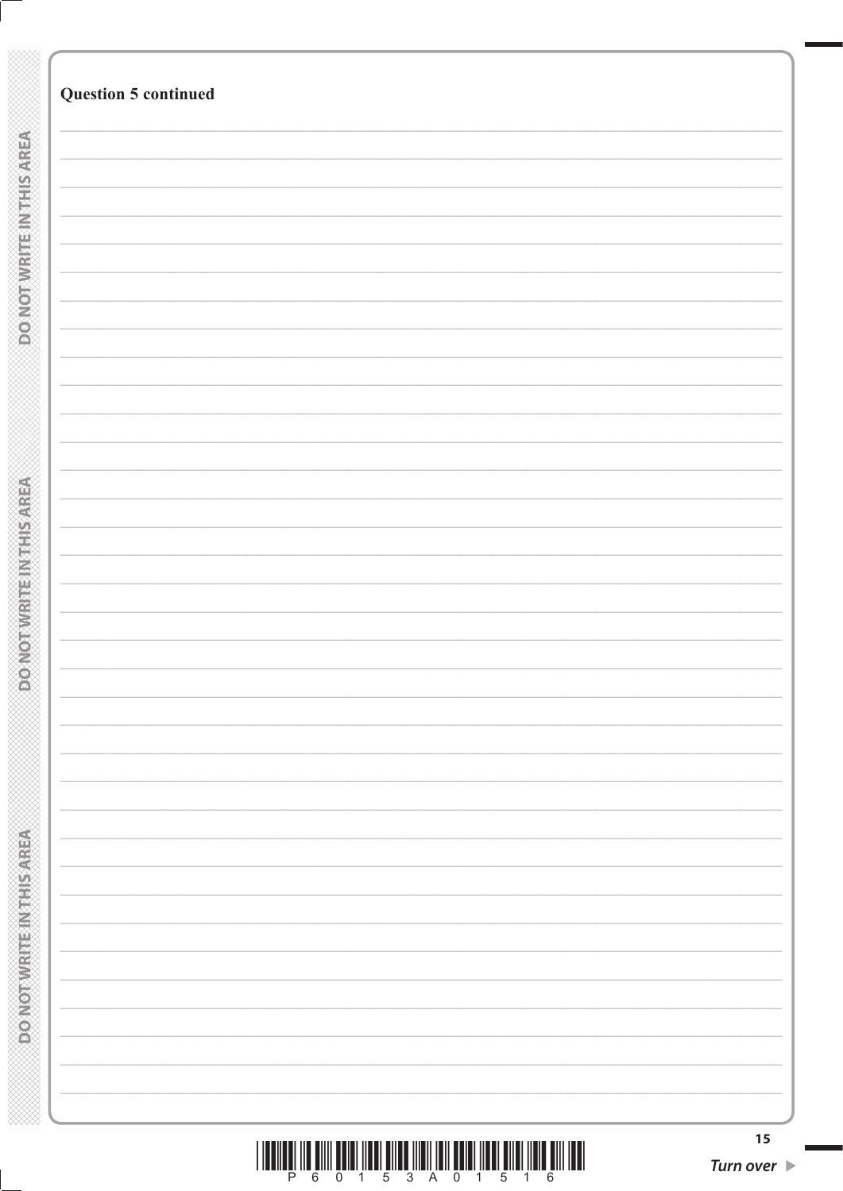**Question 5 continued**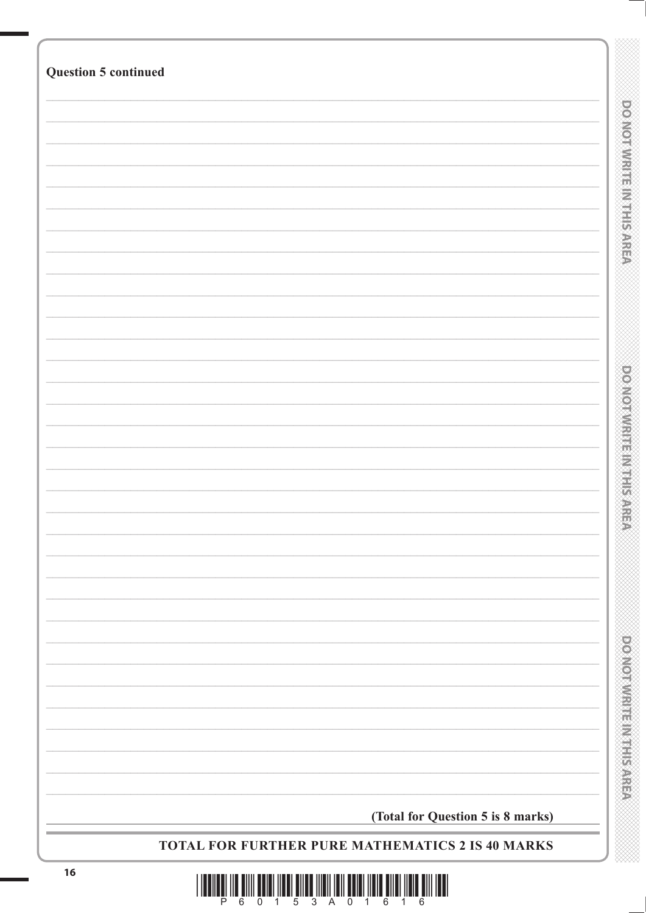**Question 5 continued**

**(Total for Question 5 is 8 marks)**

**TOTAL FOR FURTHER PURE MATHEMATICS 2 IS 40 MARKS**